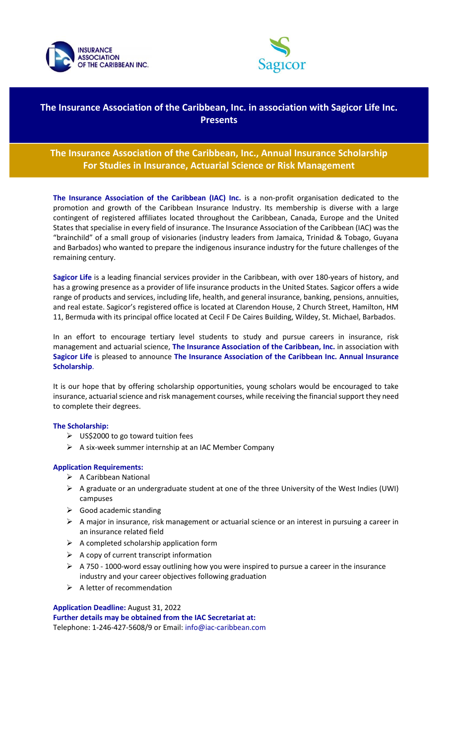# The Insurance Association of the Caribbean, Inc. in association with Sagicor Life Inc. Presents

## The Insurance Association of the Caribbean, Inc., Annual Insurance Scholarship For Studies in Insurance, Actuarial Science or Risk Management

**The Insurance Association of the Caribbean (IAC) Inc.** is a non-profit organisation dedicated to the promotion and growth of the Caribbean Insurance Industry. Its membership is diverse with a large contingent of registered affiliates located throughout the Caribbean, Canada, Europe and the United States that specialise in every field of insurance. The Insurance Association of the Caribbean (IAC) was the "brainchild" of a small group of visionaries (industry leaders from Jamaica, Trinidad & Tobago, Guyana and Barbados) who wanted to prepare the indigenous insurance industry for the future challenges of the remaining century.

**Sagicor Life** is a leading financial services provider in the Caribbean, with over 180-years of history, and has a growing presence as a provider of life insurance products in the United States. Sagicor offers a wide range of products and services, including life, health, and general insurance, banking, pensions, annuities, and real estate. Sagicor's registered office is located at Clarendon House, 2 Church Street, Hamilton, HM 11, Bermuda with its principal office located at Cecil F De Caires Building, Wildey, St. Michael, Barbados.

In an effort to encourage tertiary level students to study and pursue careers in insurance, risk management and actuarial science, **The Insurance Association of the Caribbean, Inc.** in association with **Sagicor Life** is pleased to announce **The Insurance Association of the Caribbean Inc. Annual Insurance Scholarship**.

It is our hope that by offering scholarship opportunities, young scholars would be encouraged to take insurance, actuarial science and risk management courses, while receiving the financial support they need to complete their degrees.

**The Scholarship:**

- US$2000 to go toward tuition fees
- A six-week summer internship at an IAC Member Company

**Application Requirements:**

- A Caribbean National
- A graduate or an undergraduate student at one of the three University of the West Indies (UWI) campuses
- Good academic standing
- A major in insurance, risk management or actuarial science or an interest in pursuing a career in an insurance related field
- A completed scholarship application form
- A copy of current transcript information
- A 750 - 1000-word essay outlining how you were inspired to pursue a career in the insurance industry and your career objectives following graduation
- A letter of recommendation

**Application Deadline:** August 31, 2022

**Further details may be obtained from the IAC Secretariat at:**

Telephone: 1-246-427-5608/9 or Email: info@iac-caribbean.com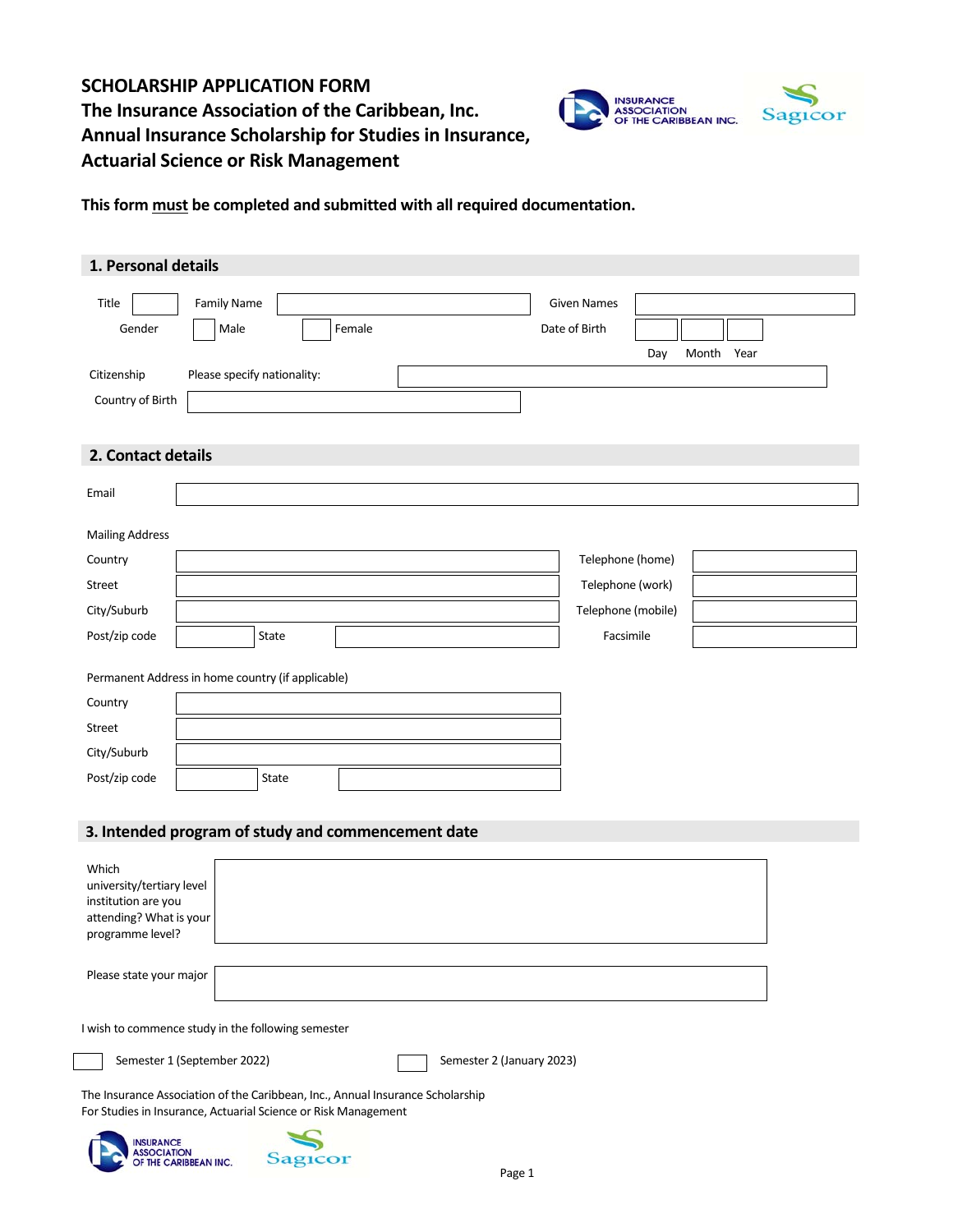# SCHOLARSHIP APPLICATION FORM
## The Insurance Association of the Caribbean, Inc. Annual Insurance Scholarship for Studies in Insurance, Actuarial Science or Risk Management

**This form must be completed and submitted with all required documentation.**

## 1. Personal details

| | | | | | |
|---|---|---|---|---|---|
| Title | | Family Name | | Given Names | |
| Gender | ☐ Male | ☐ Female | | Date of Birth | Day / Month / Year |

Citizenship — Please specify nationality:

Country of Birth:

## 2. Contact details

Email:

**Mailing Address**

| | | | |
|---|---|---|---|
| Country | | Telephone (home) | |
| Street | | Telephone (work) | |
| City/Suburb | | Telephone (mobile) | |
| Post/zip code | State | Facsimile | |

**Permanent Address in home country (if applicable)**

| | |
|---|---|
| Country | |
| Street | |
| City/Suburb | |
| Post/zip code | State |

## 3. Intended program of study and commencement date

Which university/tertiary level institution are you attending? What is your programme level?

Please state your major

I wish to commence study in the following semester

☐ Semester 1 (September 2022) ☐ Semester 2 (January 2023)

The Insurance Association of the Caribbean, Inc., Annual Insurance Scholarship For Studies in Insurance, Actuarial Science or Risk Management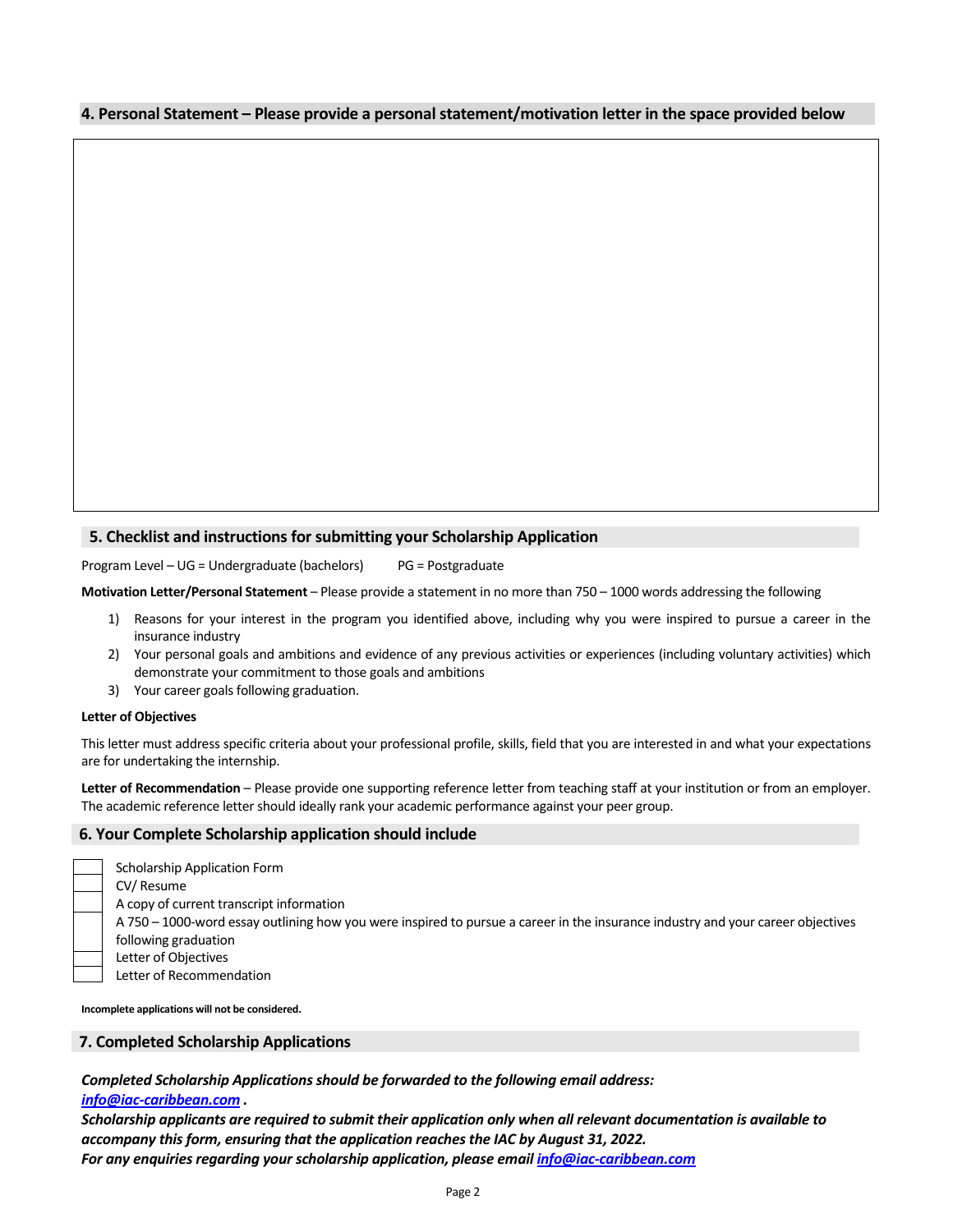## 4. Personal Statement – Please provide a personal statement/motivation letter in the space provided below

## 5. Checklist and instructions for submitting your Scholarship Application

Program Level – UG = Undergraduate (bachelors)  PG = Postgraduate

**Motivation Letter/Personal Statement** – Please provide a statement in no more than 750 – 1000 words addressing the following

1) Reasons for your interest in the program you identified above, including why you were inspired to pursue a career in the insurance industry
2) Your personal goals and ambitions and evidence of any previous activities or experiences (including voluntary activities) which demonstrate your commitment to those goals and ambitions
3) Your career goals following graduation.

**Letter of Objectives**

This letter must address specific criteria about your professional profile, skills, field that you are interested in and what your expectations are for undertaking the internship.

**Letter of Recommendation** – Please provide one supporting reference letter from teaching staff at your institution or from an employer. The academic reference letter should ideally rank your academic performance against your peer group.

## 6. Your Complete Scholarship application should include

- ☐ Scholarship Application Form
- ☐ CV/ Resume
- ☐ A copy of current transcript information
- ☐ A 750 – 1000-word essay outlining how you were inspired to pursue a career in the insurance industry and your career objectives following graduation
- ☐ Letter of Objectives
- ☐ Letter of Recommendation

**Incomplete applications will not be considered.**

## 7. Completed Scholarship Applications

***Completed Scholarship Applications should be forwarded to the following email address: info@iac-caribbean.com .***

***Scholarship applicants are required to submit their application only when all relevant documentation is available to accompany this form, ensuring that the application reaches the IAC by August 31, 2022.***

***For any enquiries regarding your scholarship application, please email info@iac-caribbean.com***